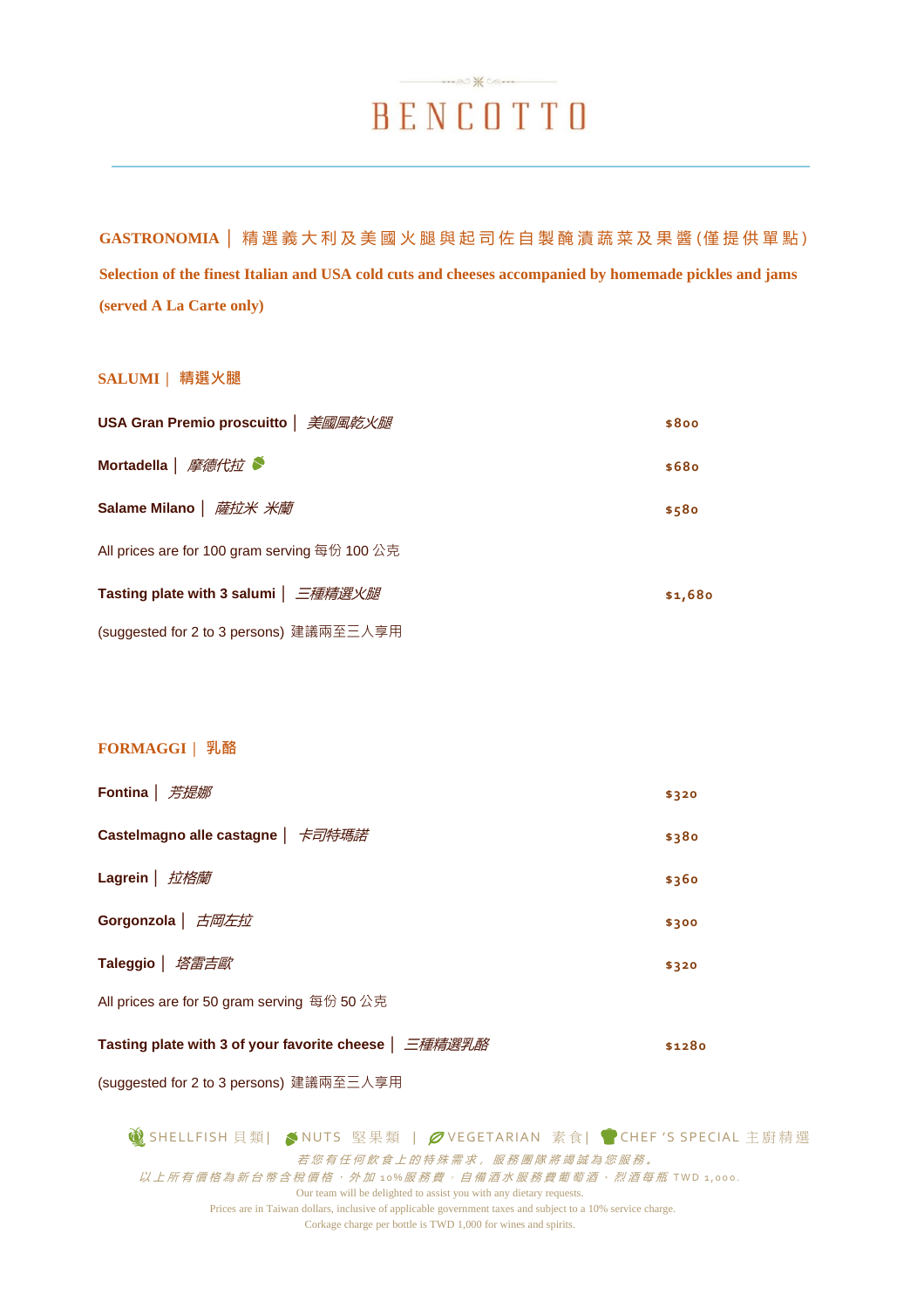# BENCOTTO

## GASTRONOMIA｜精選義大利及美國火腿與起司佐自製醃漬蔬菜及果醬(僅提供單點)

**Selection of the finest Italian and USA cold cuts and cheeses accompanied by homemade pickles and jams (served A La Carte only)**

### SALUMI｜精選火腿

| Item | Price |
|---|---|
| **USA Gran Premio proscuitto**｜*美國風乾火腿* | $800 |
| **Mortadella**｜*摩德代拉* (Nuts) | $680 |
| **Salame Milano**｜*薩拉米 米蘭* | $580 |

All prices are for 100 gram serving 每份 100 公克

| Item | Price |
|---|---|
| **Tasting plate with 3 salumi**｜*三種精選火腿* | $1,680 |

(suggested for 2 to 3 persons) 建議兩至三人享用

### FORMAGGI｜乳酪

| Item | Price |
|---|---|
| **Fontina**｜*芳提娜* | $320 |
| **Castelmagno alle castagne**｜*卡司特瑪諾* | $380 |
| **Lagrein**｜*拉格蘭* | $360 |
| **Gorgonzola**｜*古岡左拉* | $300 |
| **Taleggio**｜*塔雷吉歐* | $320 |

All prices are for 50 gram serving 每份 50 公克

| Item | Price |
|---|---|
| **Tasting plate with 3 of your favorite cheese**｜*三種精選乳酪* | $1280 |

(suggested for 2 to 3 persons) 建議兩至三人享用

SHELLFISH 貝類｜ NUTS 堅果類 ｜ VEGETARIAN 素食｜ CHEF 'S SPECIAL 主廚精選

*若您有任何飲食上的特殊需求，服務團隊將竭誠為您服務。*

*以上所有價格為新台幣含稅價格，外加 10%服務費。自備酒水服務費葡萄酒、烈酒每瓶 TWD 1,000.*

Our team will be delighted to assist you with any dietary requests.

Prices are in Taiwan dollars, inclusive of applicable government taxes and subject to a 10% service charge.

Corkage charge per bottle is TWD 1,000 for wines and spirits.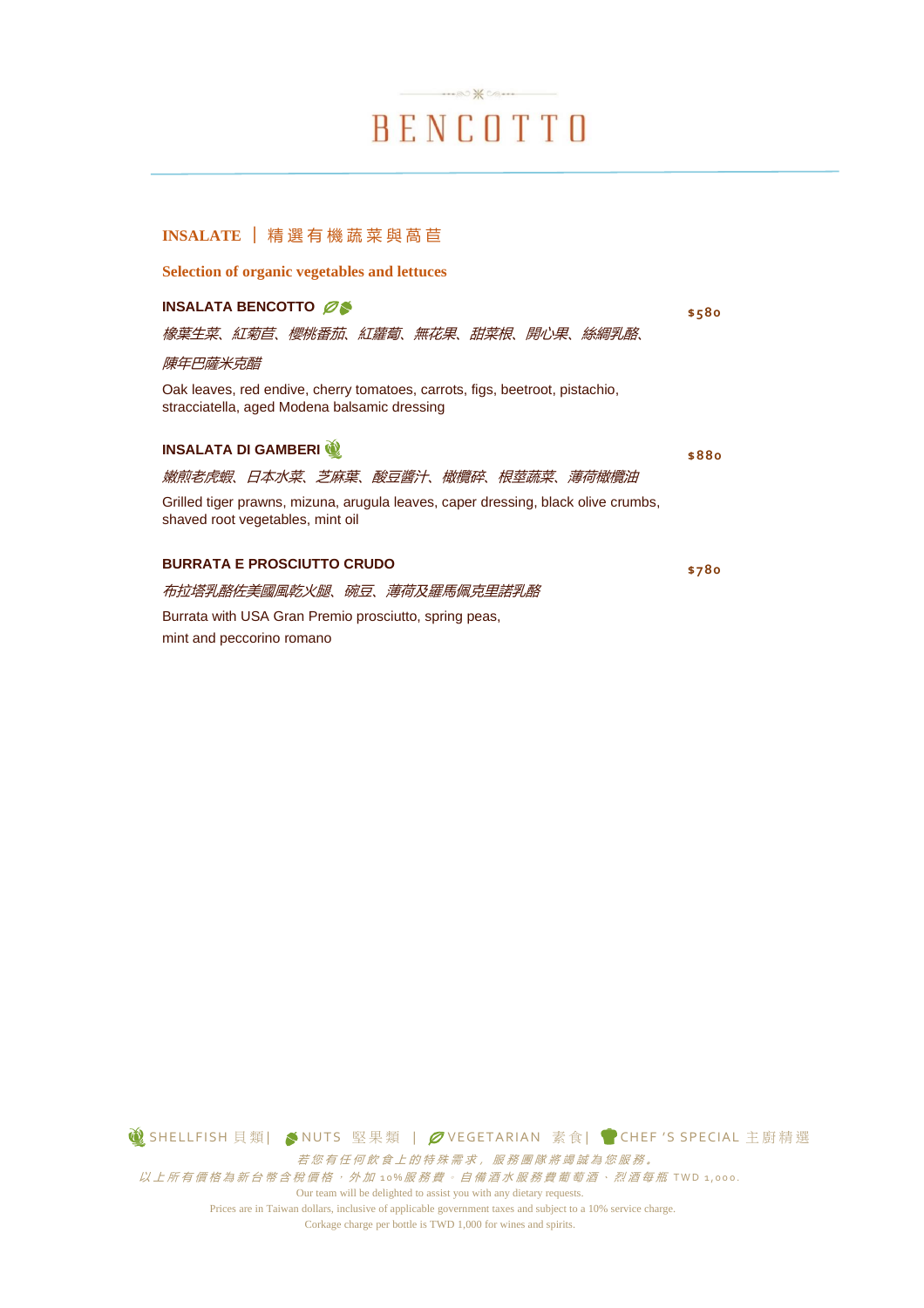# BENCOTTO

## INSALATE ｜ 精選有機蔬菜與萵苣

**Selection of organic vegetables and lettuces**

**INSALATA BENCOTTO** — $580

*橡葉生菜、紅菊苣、櫻桃番茄、紅蘿蔔、無花果、甜菜根、開心果、絲綢乳酪、陳年巴薩米克醋*

Oak leaves, red endive, cherry tomatoes, carrots, figs, beetroot, pistachio, stracciatella, aged Modena balsamic dressing

**INSALATA DI GAMBERI** — $880

*嫩煎老虎蝦、日本水菜、芝麻葉、酸豆醬汁、橄欖碎、根莖蔬菜、薄荷橄欖油*

Grilled tiger prawns, mizuna, arugula leaves, caper dressing, black olive crumbs, shaved root vegetables, mint oil

**BURRATA E PROSCIUTTO CRUDO** — $780

*布拉塔乳酪佐美國風乾火腿、碗豆、薄荷及羅馬佩克里諾乳酪*

Burrata with USA Gran Premio prosciutto, spring peas, mint and peccorino romano

SHELLFISH 貝類 | NUTS 堅果類 | VEGETARIAN 素食 | CHEF 'S SPECIAL 主廚精選

*若您有任何飲食上的特殊需求，服務團隊將竭誠為您服務。*

*以上所有價格為新台幣含稅價格，外加10%服務費。自備酒水服務費葡萄酒、烈酒每瓶 TWD 1,000.*

Our team will be delighted to assist you with any dietary requests.

Prices are in Taiwan dollars, inclusive of applicable government taxes and subject to a 10% service charge.

Corkage charge per bottle is TWD 1,000 for wines and spirits.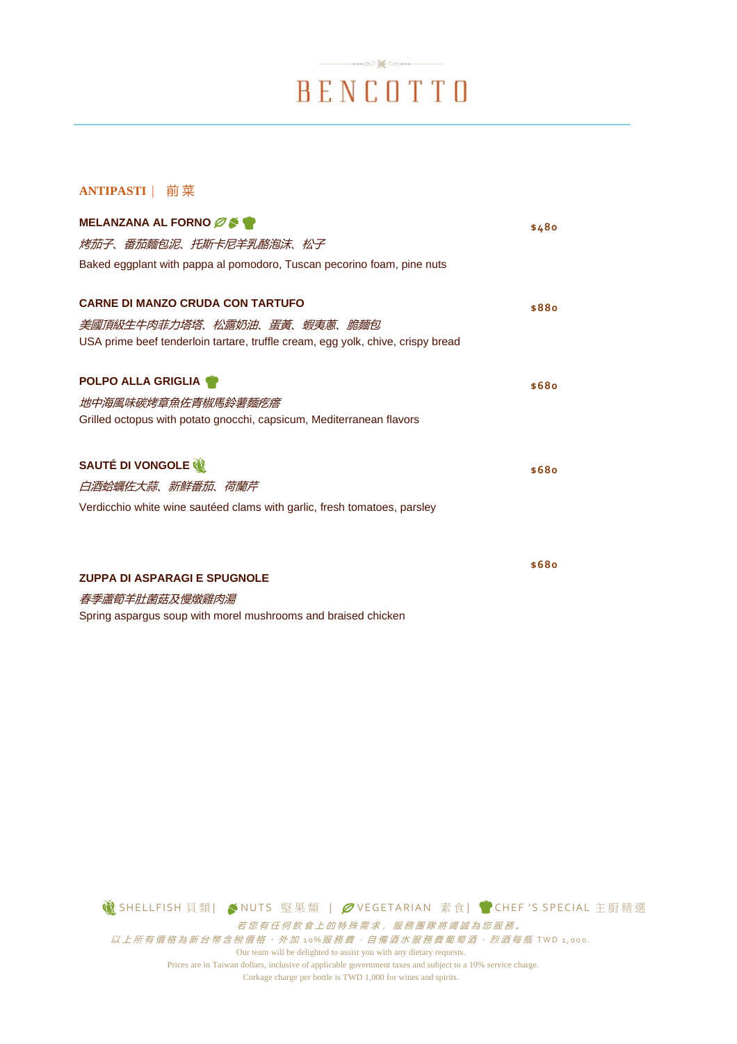# BENCOTTO

## ANTIPASTI｜ 前菜

**MELANZANA AL FORNO** 🌿 🌰 👨‍🍳 — $480

*烤茄子、番茄麵包泥、托斯卡尼羊乳酪泡沫、松子*

Baked eggplant with pappa al pomodoro, Tuscan pecorino foam, pine nuts

**CARNE DI MANZO CRUDA CON TARTUFO** — $880

*美國頂級生牛肉菲力塔塔、松露奶油、蛋黃、蝦夷蔥、脆麵包*

USA prime beef tenderloin tartare, truffle cream, egg yolk, chive, crispy bread

**POLPO ALLA GRIGLIA** 👨‍🍳 — $680

*地中海風味碳烤章魚佐青椒馬鈴薯麵疙瘩*

Grilled octopus with potato gnocchi, capsicum, Mediterranean flavors

**SAUTÉ DI VONGOLE** 🐚 — $680

*白酒蛤蠣佐大蒜、新鮮番茄、荷蘭芹*

Verdicchio white wine sautéed clams with garlic, fresh tomatoes, parsley

**ZUPPA DI ASPARAGI E SPUGNOLE** — $680

*春季蘆筍羊肚菌菇及慢燉雞肉湯*

Spring aspargus soup with morel mushrooms and braised chicken

---

🐚 SHELLFISH 貝類 | 🌰 NUTS 堅果類 | 🌿 VEGETARIAN 素食 | 👨‍🍳 CHEF 'S SPECIAL 主廚精選

*若您有任何飲食上的特殊需求，服務團隊將竭誠為您服務。*

*以上所有價格為新台幣含稅價格，外加 10%服務費。自備酒水服務費葡萄酒、烈酒每瓶 TWD 1,000.*

Our team will be delighted to assist you with any dietary requests.

Prices are in Taiwan dollars, inclusive of applicable government taxes and subject to a 10% service charge.

Corkage charge per bottle is TWD 1,000 for wines and spirits.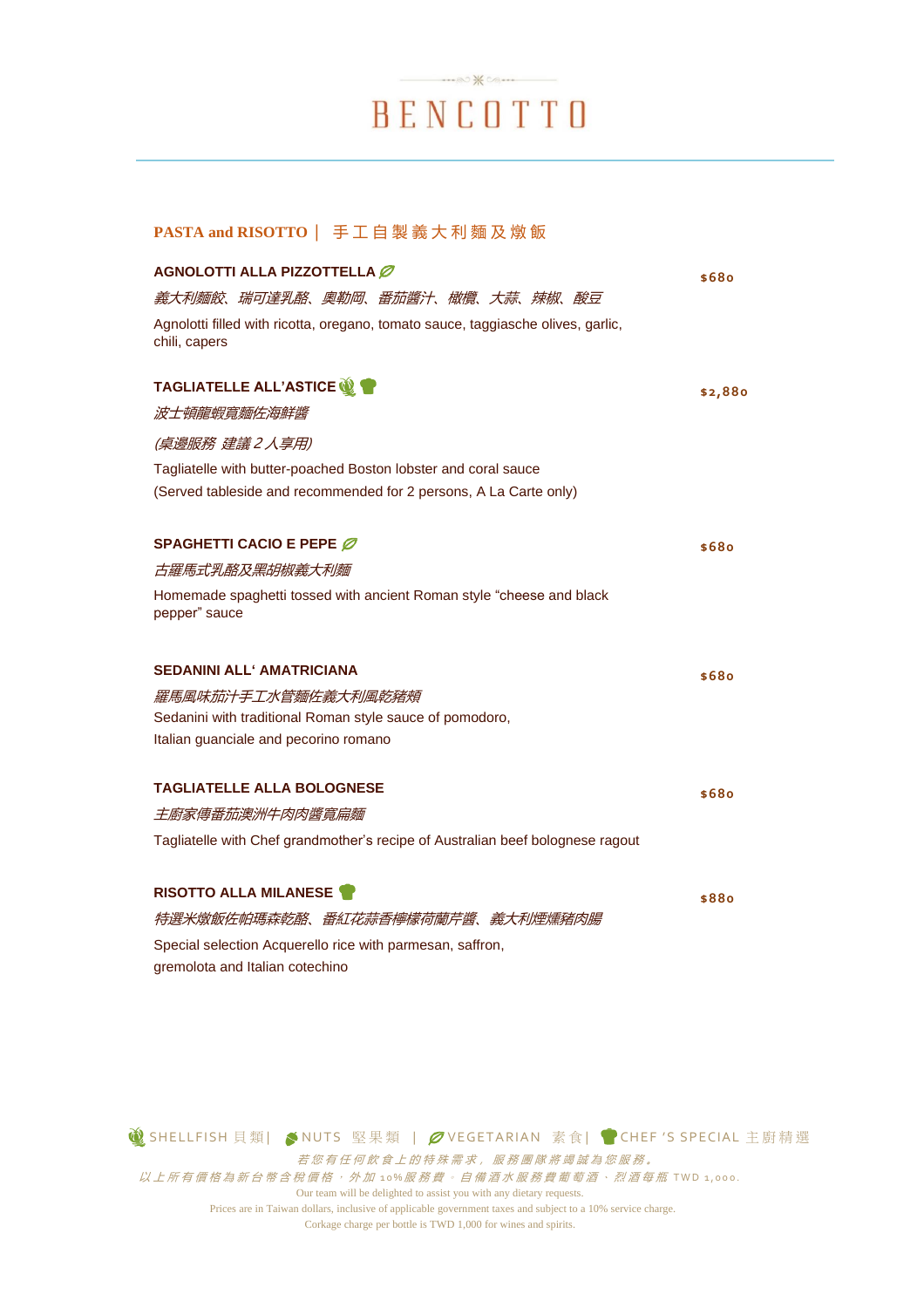# BENCOTTO

## PASTA and RISOTTO｜ 手工自製義大利麵及燉飯

**AGNOLOTTI ALLA PIZZOTTELLA** 🌿 — $680

*義大利麵餃、瑞可達乳酪、奧勒岡、番茄醬汁、橄欖、大蒜、辣椒、酸豆*

Agnolotti filled with ricotta, oregano, tomato sauce, taggiasche olives, garlic, chili, capers

**TAGLIATELLE ALL'ASTICE** 🦞 👨‍🍳 — $2,880

*波士頓龍蝦寬麵佐海鮮醬*

*(桌邊服務 建議 2 人享用)*

Tagliatelle with butter-poached Boston lobster and coral sauce
(Served tableside and recommended for 2 persons, A La Carte only)

**SPAGHETTI CACIO E PEPE** 🌿 — $680

*古羅馬式乳酪及黑胡椒義大利麵*

Homemade spaghetti tossed with ancient Roman style "cheese and black pepper" sauce

**SEDANINI ALL' AMATRICIANA** — $680

*羅馬風味茄汁手工水管麵佐義大利風乾豬頰*

Sedanini with traditional Roman style sauce of pomodoro,
Italian guanciale and pecorino romano

**TAGLIATELLE ALLA BOLOGNESE** — $680

*主廚家傳番茄澳洲牛肉醬寬扁麵*

Tagliatelle with Chef grandmother's recipe of Australian beef bolognese ragout

**RISOTTO ALLA MILANESE** 👨‍🍳 — $880

*特選米燉飯佐帕瑪森乾酪、番紅花蒜香檸檬荷蘭芹醬、義大利煙燻豬肉腸*

Special selection Acquerello rice with parmesan, saffron,
gremolota and Italian cotechino

---

🦞 SHELLFISH 貝類｜ NUTS 堅果類 ｜ 🌿 VEGETARIAN 素食｜ 👨‍🍳 CHEF 'S SPECIAL 主廚精選

*若您有任何飲食上的特殊需求，服務團隊將竭誠為您服務。*

*以上所有價格為新台幣含稅價格，外加 10% 服務費。自備酒水服務費葡萄酒、烈酒每瓶 TWD 1,000.*

Our team will be delighted to assist you with any dietary requests.

Prices are in Taiwan dollars, inclusive of applicable government taxes and subject to a 10% service charge.

Corkage charge per bottle is TWD 1,000 for wines and spirits.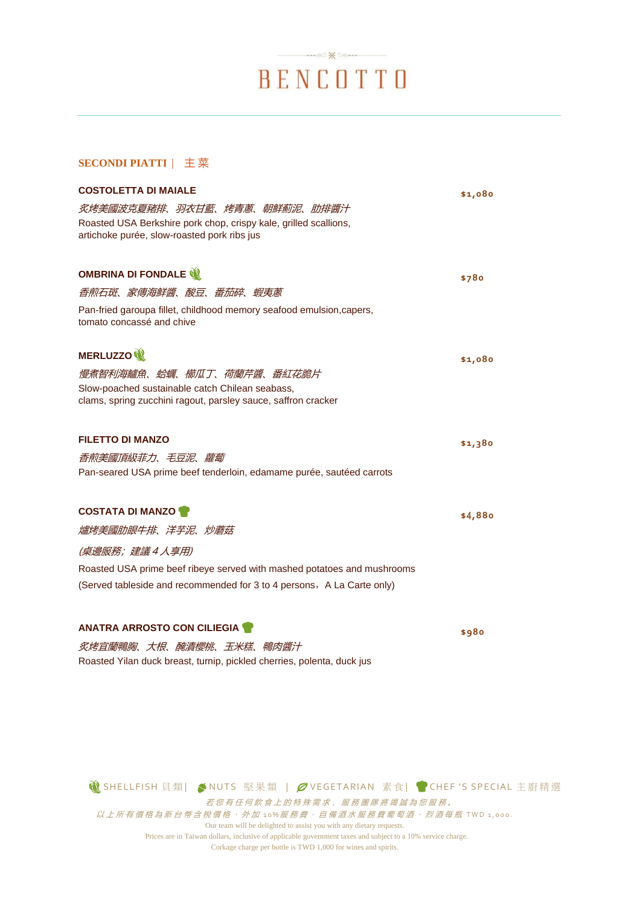# BENCOTTO

## SECONDI PIATTI｜ 主菜

**COSTOLETTA DI MAIALE** — $1,080

*炙烤美國波克夏豬排、羽衣甘藍、烤青蔥、朝鮮薊泥、肋排醬汁*

Roasted USA Berkshire pork chop, crispy kale, grilled scallions, artichoke purée, slow-roasted pork ribs jus

**OMBRINA DI FONDALE** — $780

*香煎石斑、家傳海鮮醬、酸豆、番茄碎、蝦夷蔥*

Pan-fried garoupa fillet, childhood memory seafood emulsion,capers, tomato concassé and chive

**MERLUZZO** — $1,080

*慢煮智利海鱸魚、蛤蠣、櫛瓜丁、荷蘭芹醬、番紅花脆片*

Slow-poached sustainable catch Chilean seabass, clams, spring zucchini ragout, parsley sauce, saffron cracker

**FILETTO DI MANZO** — $1,380

*香煎美國頂級菲力、毛豆泥、蘿蔔*

Pan-seared USA prime beef tenderloin, edamame purée, sautéed carrots

**COSTATA DI MANZO** — $4,880

*爐烤美國肋眼牛排、洋芋泥、炒蘑菇*

*(桌邊服務；建議４人享用)*

Roasted USA prime beef ribeye served with mashed potatoes and mushrooms

(Served tableside and recommended for 3 to 4 persons，A La Carte only)

**ANATRA ARROSTO CON CILIEGIA** — $980

*炙烤宜蘭鴨胸、大根、醃漬櫻桃、玉米糕、鴨肉醬汁*

Roasted Yilan duck breast, turnip, pickled cherries, polenta, duck jus

SHELLFISH 貝類｜ NUTS 堅果類 ｜ VEGETARIAN 素食｜ CHEF 'S SPECIAL 主廚精選

*若您有任何飲食上的特殊需求，服務團隊將竭誠為您服務。*

*以上所有價格為新台幣含稅價格，外加 10%服務費。自備酒水服務費葡萄酒、烈酒每瓶 TWD 1,000.*

Our team will be delighted to assist you with any dietary requests.

Prices are in Taiwan dollars, inclusive of applicable government taxes and subject to a 10% service charge.

Corkage charge per bottle is TWD 1,000 for wines and spirits.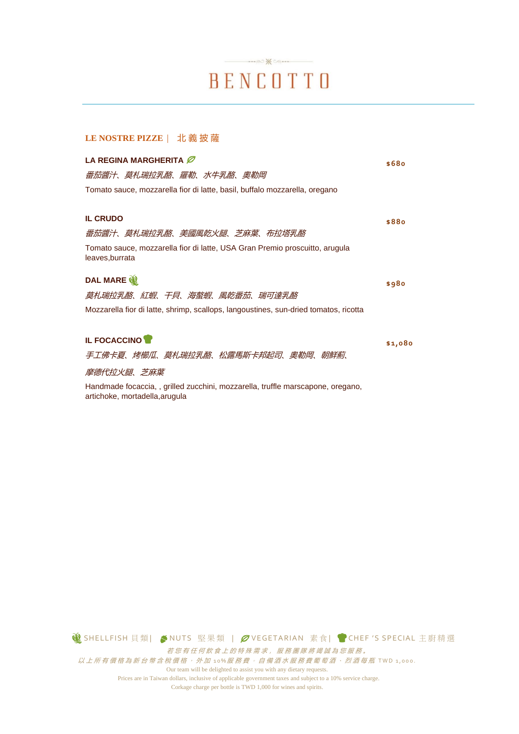# BENCOTTO

## LE NOSTRE PIZZE｜ 北義披薩

**LA REGINA MARGHERITA** (Vegetarian) — **$680**

*番茄醬汁、莫札瑞拉乳酪、羅勒、水牛乳酪、奧勒岡*

Tomato sauce, mozzarella fior di latte, basil, buffalo mozzarella, oregano

**IL CRUDO** — **$880**

*番茄醬汁、莫札瑞拉乳酪、美國風乾火腿、芝麻葉、布拉塔乳酪*

Tomato sauce, mozzarella fior di latte, USA Gran Premio proscuitto, arugula leaves,burrata

**DAL MARE** (Shellfish) — **$980**

*莫札瑞拉乳酪、紅蝦、干貝、海螯蝦、風乾番茄、瑞可達乳酪*

Mozzarella fior di latte, shrimp, scallops, langoustines, sun-dried tomatos, ricotta

**IL FOCACCINO** (Chef's Special) — **$1,080**

*手工佛卡夏、烤櫛瓜、莫札瑞拉乳酪、松露馬斯卡邦起司、奧勒岡、朝鮮薊、摩德代拉火腿、芝麻葉*

Handmade focaccia, , grilled zucchini, mozzarella, truffle marscapone, oregano, artichoke, mortadella,arugula

SHELLFISH 貝類| NUTS 堅果類 | VEGETARIAN 素食| CHEF 'S SPECIAL 主廚精選

*若您有任何飲食上的特殊需求，服務團隊將竭誠為您服務。*

*以上所有價格為新台幣含稅價格，外加 10%服務費。自備酒水服務費葡萄酒、烈酒每瓶 TWD 1,000.*

Our team will be delighted to assist you with any dietary requests.

Prices are in Taiwan dollars, inclusive of applicable government taxes and subject to a 10% service charge.

Corkage charge per bottle is TWD 1,000 for wines and spirits.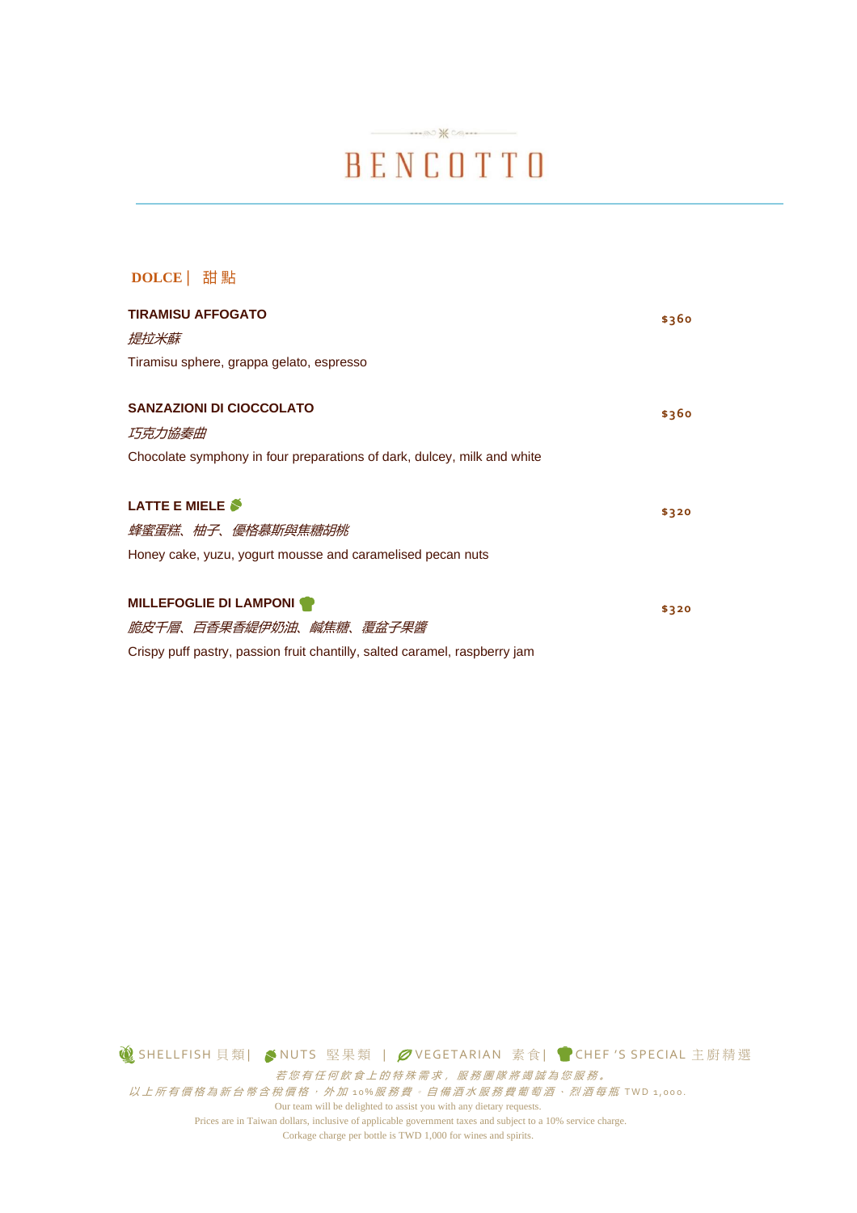# BENCOTTO

## DOLCE | 甜點

**TIRAMISU AFFOGATO** — **$360**

*提拉米蘇*

Tiramisu sphere, grappa gelato, espresso

**SANZAZIONI DI CIOCCOLATO** — **$360**

*巧克力協奏曲*

Chocolate symphony in four preparations of dark, dulcey, milk and white

**LATTE E MIELE** (NUTS) — **$320**

*蜂蜜蛋糕、柚子、優格慕斯與焦糖胡桃*

Honey cake, yuzu, yogurt mousse and caramelised pecan nuts

**MILLEFOGLIE DI LAMPONI** (CHEF'S SPECIAL) — **$320**

*脆皮千層、百香果香緹伊奶油、鹹焦糖、覆盆子果醬*

Crispy puff pastry, passion fruit chantilly, salted caramel, raspberry jam

SHELLFISH 貝類 | NUTS 堅果類 | VEGETARIAN 素食 | CHEF 'S SPECIAL 主廚精選

*若您有任何飲食上的特殊需求，服務團隊將竭誠為您服務。*

*以上所有價格為新台幣含稅價格，外加 10%服務費。自備酒水服務費葡萄酒、烈酒每瓶* TWD 1,000.

Our team will be delighted to assist you with any dietary requests.

Prices are in Taiwan dollars, inclusive of applicable government taxes and subject to a 10% service charge.

Corkage charge per bottle is TWD 1,000 for wines and spirits.